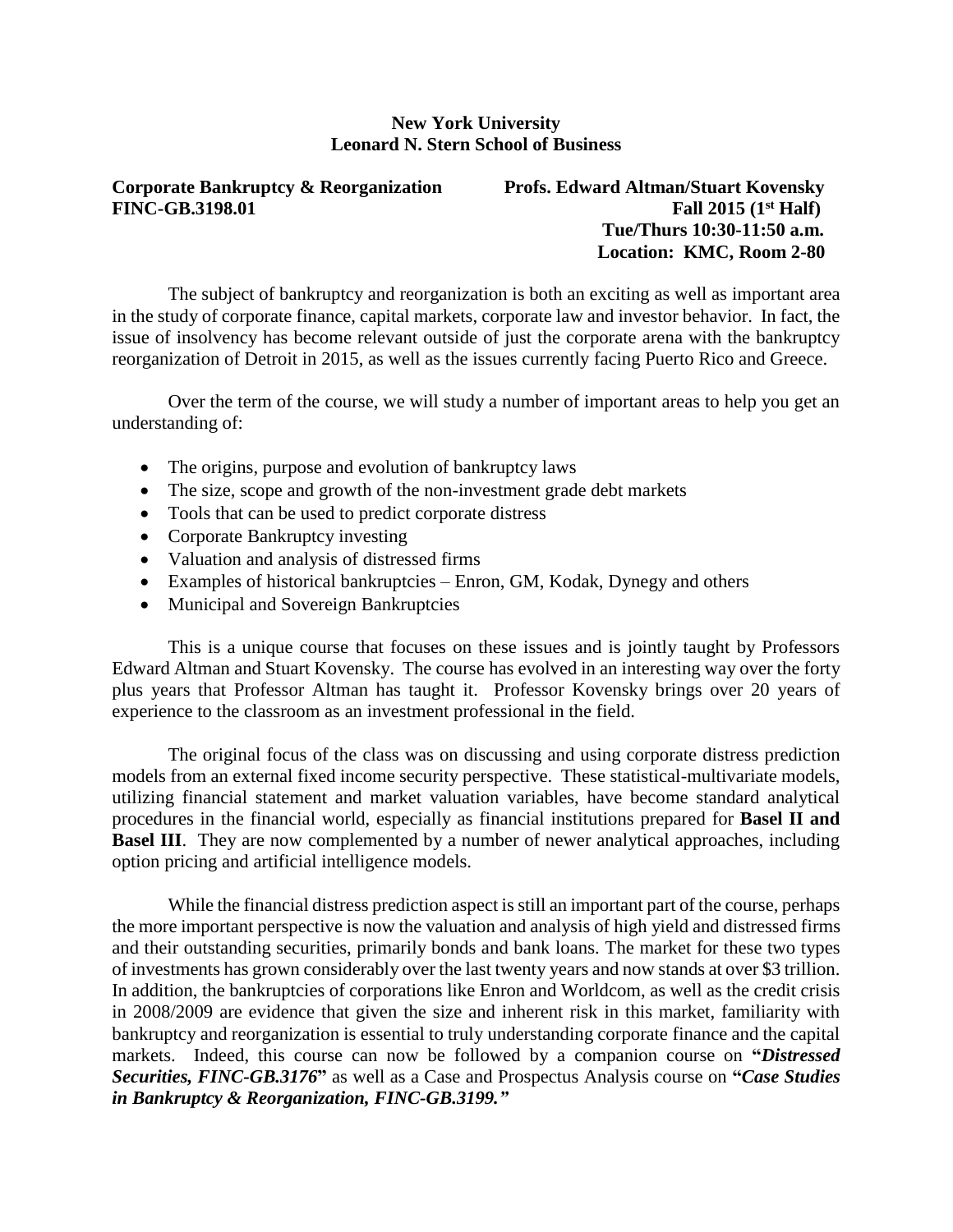**New York University**
**Leonard N. Stern School of Business**

**Corporate Bankruptcy & Reorganization**
**FINC-GB.3198.01**

**Profs. Edward Altman/Stuart Kovensky**
**Fall 2015 (1st Half)**
**Tue/Thurs 10:30-11:50 a.m.**
**Location: KMC, Room 2-80**

The subject of bankruptcy and reorganization is both an exciting as well as important area in the study of corporate finance, capital markets, corporate law and investor behavior. In fact, the issue of insolvency has become relevant outside of just the corporate arena with the bankruptcy reorganization of Detroit in 2015, as well as the issues currently facing Puerto Rico and Greece.

Over the term of the course, we will study a number of important areas to help you get an understanding of:

- The origins, purpose and evolution of bankruptcy laws
- The size, scope and growth of the non-investment grade debt markets
- Tools that can be used to predict corporate distress
- Corporate Bankruptcy investing
- Valuation and analysis of distressed firms
- Examples of historical bankruptcies – Enron, GM, Kodak, Dynegy and others
- Municipal and Sovereign Bankruptcies

This is a unique course that focuses on these issues and is jointly taught by Professors Edward Altman and Stuart Kovensky. The course has evolved in an interesting way over the forty plus years that Professor Altman has taught it. Professor Kovensky brings over 20 years of experience to the classroom as an investment professional in the field.

The original focus of the class was on discussing and using corporate distress prediction models from an external fixed income security perspective. These statistical-multivariate models, utilizing financial statement and market valuation variables, have become standard analytical procedures in the financial world, especially as financial institutions prepared for **Basel II and Basel III**. They are now complemented by a number of newer analytical approaches, including option pricing and artificial intelligence models.

While the financial distress prediction aspect is still an important part of the course, perhaps the more important perspective is now the valuation and analysis of high yield and distressed firms and their outstanding securities, primarily bonds and bank loans. The market for these two types of investments has grown considerably over the last twenty years and now stands at over $3 trillion. In addition, the bankruptcies of corporations like Enron and Worldcom, as well as the credit crisis in 2008/2009 are evidence that given the size and inherent risk in this market, familiarity with bankruptcy and reorganization is essential to truly understanding corporate finance and the capital markets. Indeed, this course can now be followed by a companion course on **"*Distressed Securities, FINC-GB.3176*"** as well as a Case and Prospectus Analysis course on **"*Case Studies in Bankruptcy & Reorganization, FINC-GB.3199."***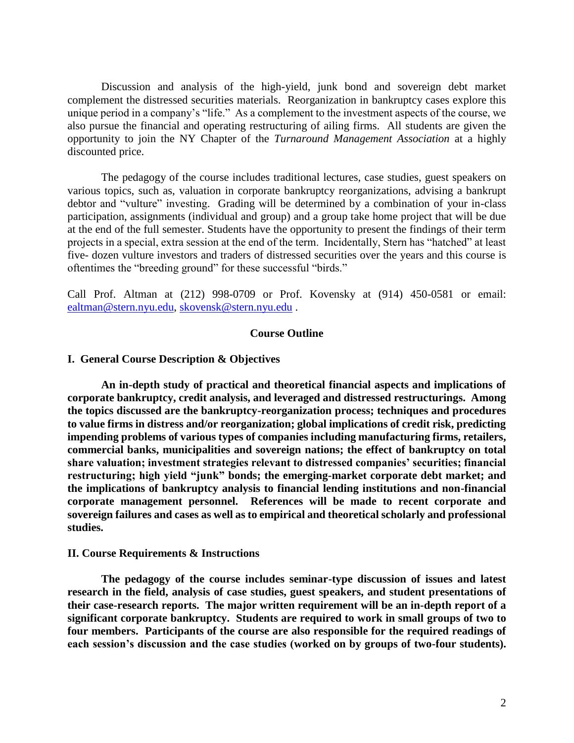Discussion and analysis of the high-yield, junk bond and sovereign debt market complement the distressed securities materials. Reorganization in bankruptcy cases explore this unique period in a company's "life." As a complement to the investment aspects of the course, we also pursue the financial and operating restructuring of ailing firms. All students are given the opportunity to join the NY Chapter of the *Turnaround Management Association* at a highly discounted price.

The pedagogy of the course includes traditional lectures, case studies, guest speakers on various topics, such as, valuation in corporate bankruptcy reorganizations, advising a bankrupt debtor and "vulture" investing. Grading will be determined by a combination of your in-class participation, assignments (individual and group) and a group take home project that will be due at the end of the full semester. Students have the opportunity to present the findings of their term projects in a special, extra session at the end of the term. Incidentally, Stern has "hatched" at least five- dozen vulture investors and traders of distressed securities over the years and this course is oftentimes the "breeding ground" for these successful "birds."

Call Prof. Altman at (212) 998-0709 or Prof. Kovensky at (914) 450-0581 or email: ealtman@stern.nyu.edu, skovensk@stern.nyu.edu .

## Course Outline

### I. General Course Description & Objectives

**An in-depth study of practical and theoretical financial aspects and implications of corporate bankruptcy, credit analysis, and leveraged and distressed restructurings. Among the topics discussed are the bankruptcy-reorganization process; techniques and procedures to value firms in distress and/or reorganization; global implications of credit risk, predicting impending problems of various types of companies including manufacturing firms, retailers, commercial banks, municipalities and sovereign nations; the effect of bankruptcy on total share valuation; investment strategies relevant to distressed companies' securities; financial restructuring; high yield "junk" bonds; the emerging-market corporate debt market; and the implications of bankruptcy analysis to financial lending institutions and non-financial corporate management personnel. References will be made to recent corporate and sovereign failures and cases as well as to empirical and theoretical scholarly and professional studies.**

### II. Course Requirements & Instructions

**The pedagogy of the course includes seminar-type discussion of issues and latest research in the field, analysis of case studies, guest speakers, and student presentations of their case-research reports. The major written requirement will be an in-depth report of a significant corporate bankruptcy. Students are required to work in small groups of two to four members. Participants of the course are also responsible for the required readings of each session's discussion and the case studies (worked on by groups of two-four students).**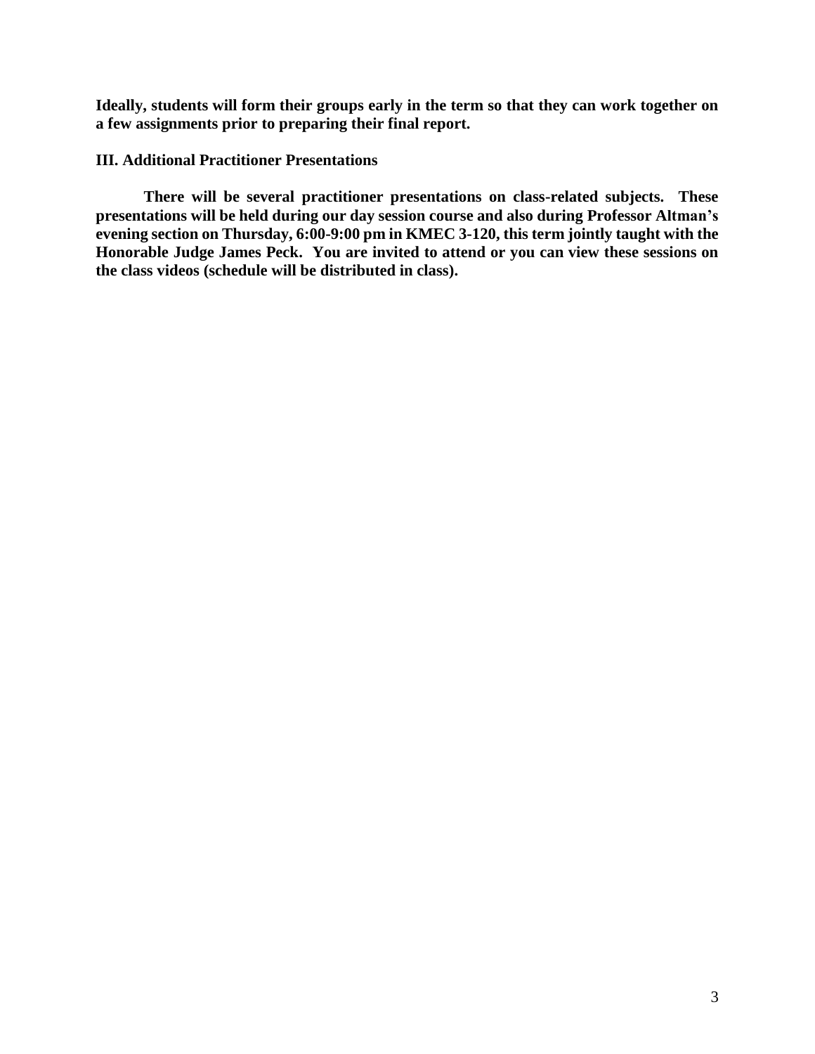**Ideally, students will form their groups early in the term so that they can work together on a few assignments prior to preparing their final report.**

### III. Additional Practitioner Presentations

**There will be several practitioner presentations on class-related subjects. These presentations will be held during our day session course and also during Professor Altman's evening section on Thursday, 6:00-9:00 pm in KMEC 3-120, this term jointly taught with the Honorable Judge James Peck. You are invited to attend or you can view these sessions on the class videos (schedule will be distributed in class).**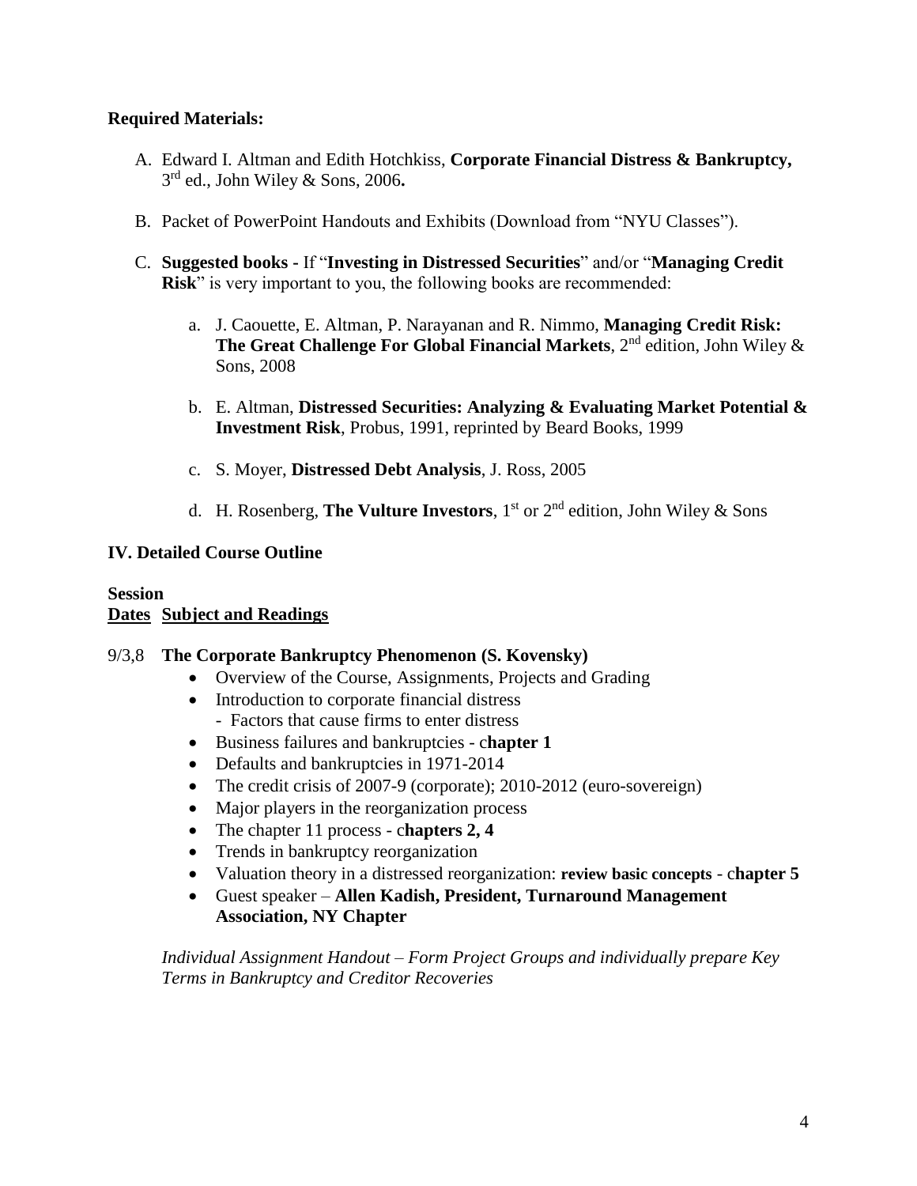**Required Materials:**

A. Edward I. Altman and Edith Hotchkiss, **Corporate Financial Distress & Bankruptcy,** 3rd ed., John Wiley & Sons, 2006**.**

B. Packet of PowerPoint Handouts and Exhibits (Download from "NYU Classes").

C. **Suggested books -** If "**Investing in Distressed Securities**" and/or "**Managing Credit Risk**" is very important to you, the following books are recommended:

   a. J. Caouette, E. Altman, P. Narayanan and R. Nimmo, **Managing Credit Risk: The Great Challenge For Global Financial Markets**, 2nd edition, John Wiley & Sons, 2008

   b. E. Altman, **Distressed Securities: Analyzing & Evaluating Market Potential & Investment Risk**, Probus, 1991, reprinted by Beard Books, 1999

   c. S. Moyer, **Distressed Debt Analysis**, J. Ross, 2005

   d. H. Rosenberg, **The Vulture Investors**, 1st or 2nd edition, John Wiley & Sons

## IV. Detailed Course Outline

**Session**
**Dates** **Subject and Readings**

9/3,8 **The Corporate Bankruptcy Phenomenon (S. Kovensky)**

- Overview of the Course, Assignments, Projects and Grading
- Introduction to corporate financial distress
  - Factors that cause firms to enter distress
- Business failures and bankruptcies - c**hapter 1**
- Defaults and bankruptcies in 1971-2014
- The credit crisis of 2007-9 (corporate); 2010-2012 (euro-sovereign)
- Major players in the reorganization process
- The chapter 11 process - c**hapters 2, 4**
- Trends in bankruptcy reorganization
- Valuation theory in a distressed reorganization: **review basic concepts** - c**hapter 5**
- Guest speaker – **Allen Kadish, President, Turnaround Management Association, NY Chapter**

*Individual Assignment Handout – Form Project Groups and individually prepare Key Terms in Bankruptcy and Creditor Recoveries*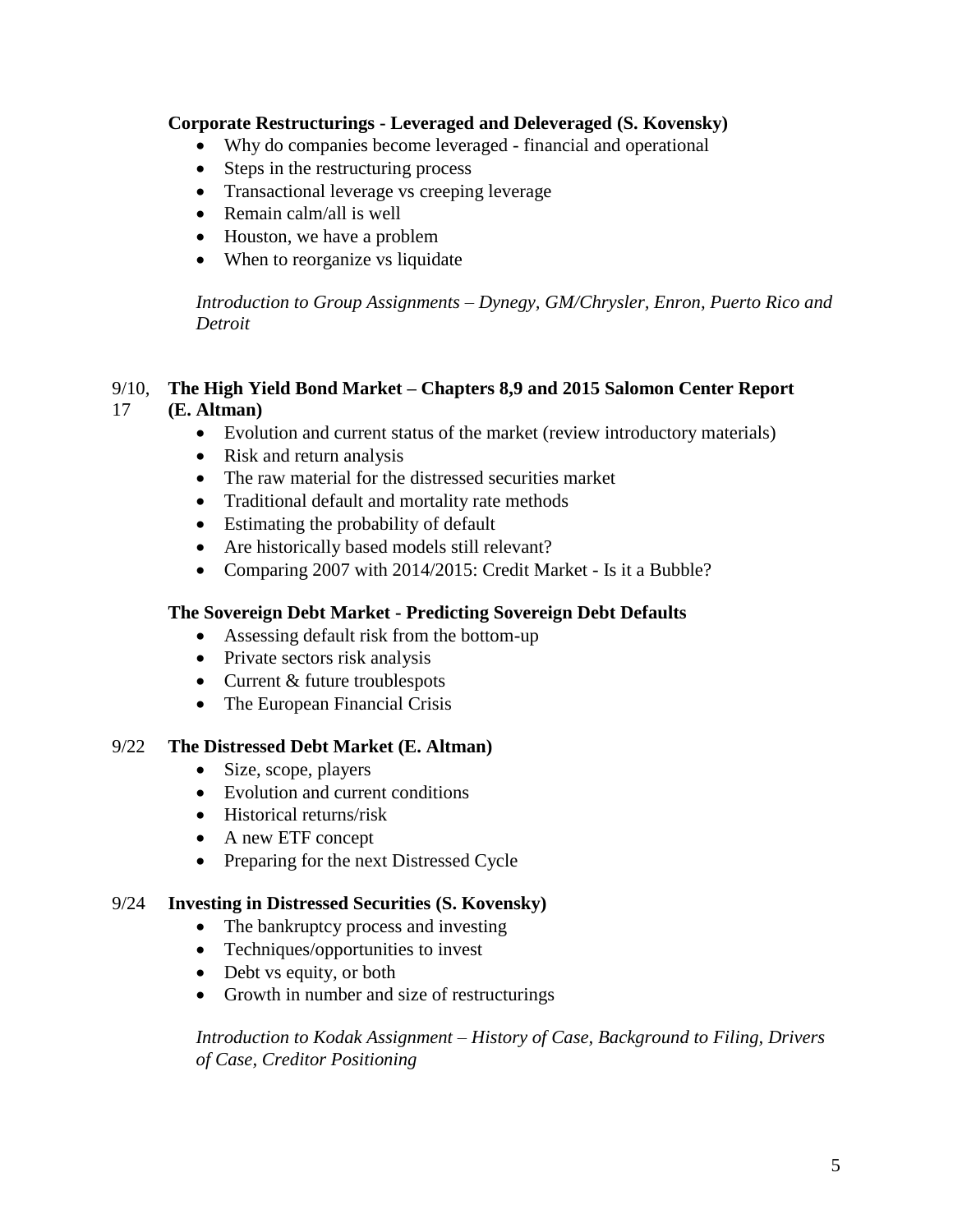**Corporate Restructurings - Leveraged and Deleveraged (S. Kovensky)**

- Why do companies become leveraged - financial and operational
- Steps in the restructuring process
- Transactional leverage vs creeping leverage
- Remain calm/all is well
- Houston, we have a problem
- When to reorganize vs liquidate

*Introduction to Group Assignments – Dynegy, GM/Chrysler, Enron, Puerto Rico and Detroit*

9/10, 17 **The High Yield Bond Market – Chapters 8,9 and 2015 Salomon Center Report (E. Altman)**

- Evolution and current status of the market (review introductory materials)
- Risk and return analysis
- The raw material for the distressed securities market
- Traditional default and mortality rate methods
- Estimating the probability of default
- Are historically based models still relevant?
- Comparing 2007 with 2014/2015: Credit Market - Is it a Bubble?

**The Sovereign Debt Market - Predicting Sovereign Debt Defaults**

- Assessing default risk from the bottom-up
- Private sectors risk analysis
- Current & future troublespots
- The European Financial Crisis

9/22 **The Distressed Debt Market (E. Altman)**

- Size, scope, players
- Evolution and current conditions
- Historical returns/risk
- A new ETF concept
- Preparing for the next Distressed Cycle

9/24 **Investing in Distressed Securities (S. Kovensky)**

- The bankruptcy process and investing
- Techniques/opportunities to invest
- Debt vs equity, or both
- Growth in number and size of restructurings

*Introduction to Kodak Assignment – History of Case, Background to Filing, Drivers of Case, Creditor Positioning*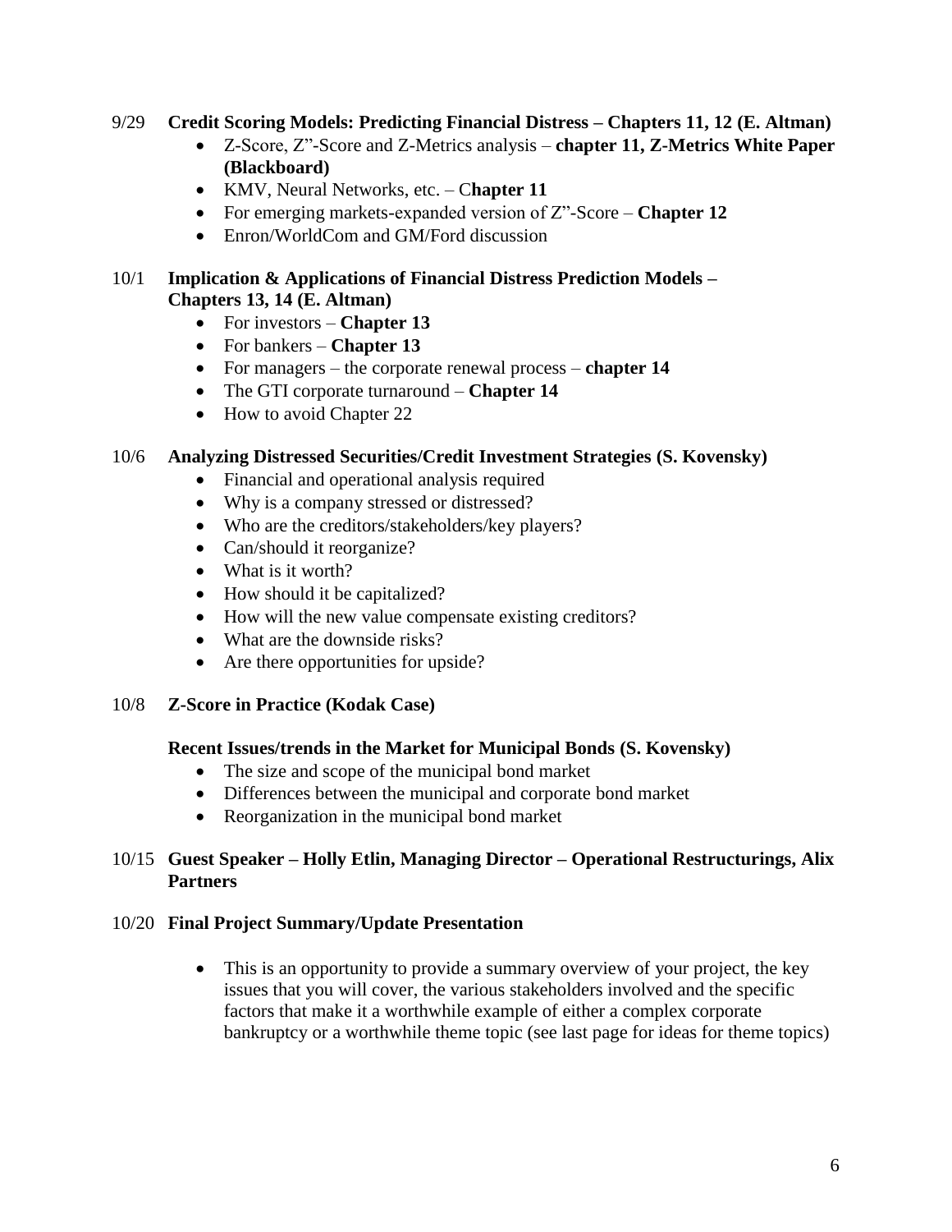9/29 **Credit Scoring Models: Predicting Financial Distress – Chapters 11, 12 (E. Altman)**

- Z-Score, Z"-Score and Z-Metrics analysis – **chapter 11, Z-Metrics White Paper (Blackboard)**
- KMV, Neural Networks, etc. – C**hapter 11**
- For emerging markets-expanded version of Z"-Score – **Chapter 12**
- Enron/WorldCom and GM/Ford discussion

10/1 **Implication & Applications of Financial Distress Prediction Models – Chapters 13, 14 (E. Altman)**

- For investors – **Chapter 13**
- For bankers – **Chapter 13**
- For managers – the corporate renewal process – **chapter 14**
- The GTI corporate turnaround – **Chapter 14**
- How to avoid Chapter 22

10/6 **Analyzing Distressed Securities/Credit Investment Strategies (S. Kovensky)**

- Financial and operational analysis required
- Why is a company stressed or distressed?
- Who are the creditors/stakeholders/key players?
- Can/should it reorganize?
- What is it worth?
- How should it be capitalized?
- How will the new value compensate existing creditors?
- What are the downside risks?
- Are there opportunities for upside?

10/8 **Z-Score in Practice (Kodak Case)**

**Recent Issues/trends in the Market for Municipal Bonds (S. Kovensky)**

- The size and scope of the municipal bond market
- Differences between the municipal and corporate bond market
- Reorganization in the municipal bond market

10/15 **Guest Speaker – Holly Etlin, Managing Director – Operational Restructurings, Alix Partners**

10/20 **Final Project Summary/Update Presentation**

- This is an opportunity to provide a summary overview of your project, the key issues that you will cover, the various stakeholders involved and the specific factors that make it a worthwhile example of either a complex corporate bankruptcy or a worthwhile theme topic (see last page for ideas for theme topics)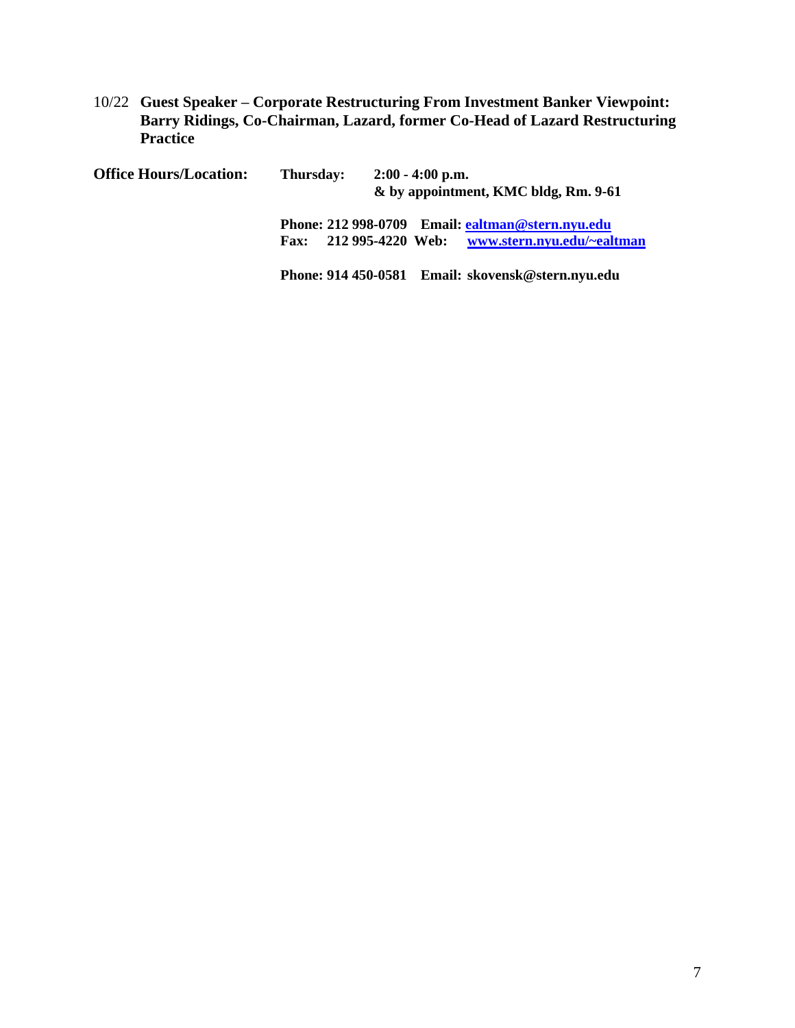10/22 **Guest Speaker – Corporate Restructuring From Investment Banker Viewpoint: Barry Ridings, Co-Chairman, Lazard, former Co-Head of Lazard Restructuring Practice**

**Office Hours/Location:** **Thursday:** **2:00 - 4:00 p.m.**
**& by appointment, KMC bldg, Rm. 9-61**

**Phone: 212 998-0709 Email: [ealtman@stern.nyu.edu](mailto:ealtman@stern.nyu.edu)**
**Fax: 212 995-4220 Web: [www.stern.nyu.edu/~ealtman](http://www.stern.nyu.edu/~ealtman)**

**Phone: 914 450-0581 Email: skovensk@stern.nyu.edu**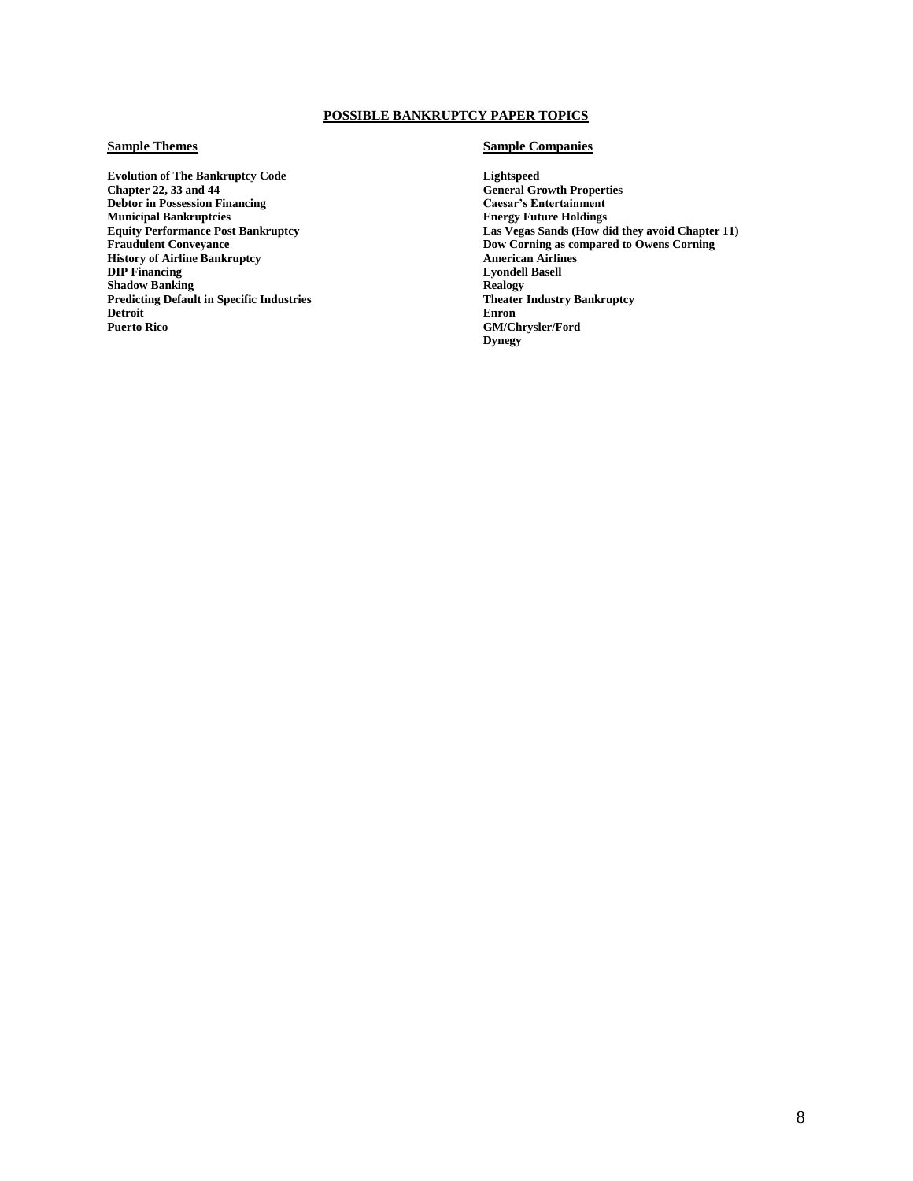## POSSIBLE BANKRUPTCY PAPER TOPICS

### Sample Themes

**Evolution of The Bankruptcy Code**
**Chapter 22, 33 and 44**
**Debtor in Possession Financing**
**Municipal Bankruptcies**
**Equity Performance Post Bankruptcy**
**Fraudulent Conveyance**
**History of Airline Bankruptcy**
**DIP Financing**
**Shadow Banking**
**Predicting Default in Specific Industries**
**Detroit**
**Puerto Rico**

### Sample Companies

**Lightspeed**
**General Growth Properties**
**Caesar's Entertainment**
**Energy Future Holdings**
**Las Vegas Sands (How did they avoid Chapter 11)**
**Dow Corning as compared to Owens Corning**
**American Airlines**
**Lyondell Basell**
**Realogy**
**Theater Industry Bankruptcy**
**Enron**
**GM/Chrysler/Ford**
**Dynegy**